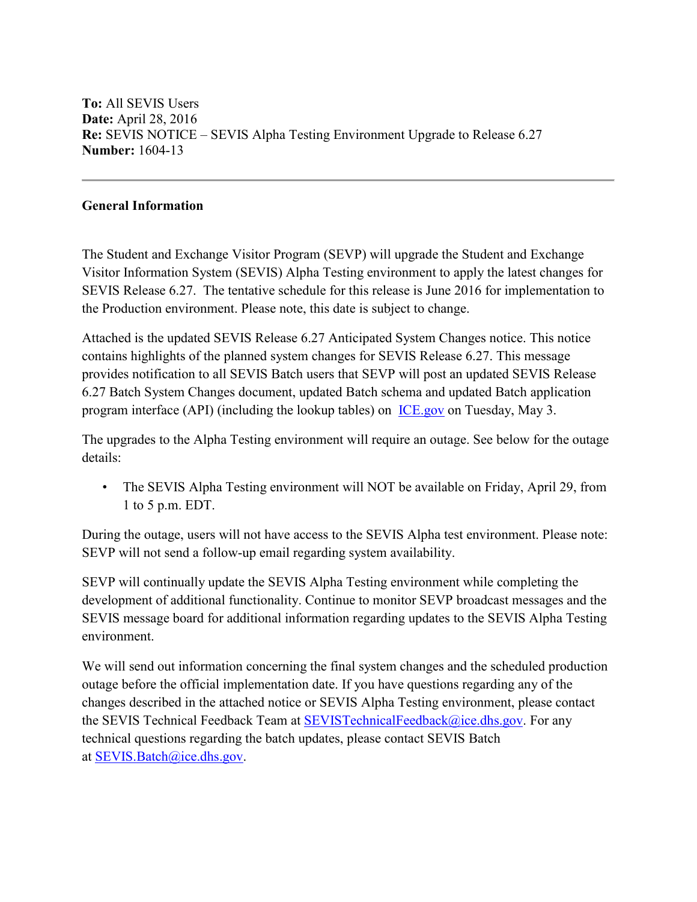**To:** All SEVIS Users
**Date:** April 28, 2016
**Re:** SEVIS NOTICE – SEVIS Alpha Testing Environment Upgrade to Release 6.27
**Number:** 1604-13

---

**General Information**

The Student and Exchange Visitor Program (SEVP) will upgrade the Student and Exchange Visitor Information System (SEVIS) Alpha Testing environment to apply the latest changes for SEVIS Release 6.27. The tentative schedule for this release is June 2016 for implementation to the Production environment. Please note, this date is subject to change.

Attached is the updated SEVIS Release 6.27 Anticipated System Changes notice. This notice contains highlights of the planned system changes for SEVIS Release 6.27. This message provides notification to all SEVIS Batch users that SEVP will post an updated SEVIS Release 6.27 Batch System Changes document, updated Batch schema and updated Batch application program interface (API) (including the lookup tables) on [ICE.gov](ICE.gov) on Tuesday, May 3.

The upgrades to the Alpha Testing environment will require an outage. See below for the outage details:

- The SEVIS Alpha Testing environment will NOT be available on Friday, April 29, from 1 to 5 p.m. EDT.

During the outage, users will not have access to the SEVIS Alpha test environment. Please note: SEVP will not send a follow-up email regarding system availability.

SEVP will continually update the SEVIS Alpha Testing environment while completing the development of additional functionality. Continue to monitor SEVP broadcast messages and the SEVIS message board for additional information regarding updates to the SEVIS Alpha Testing environment.

We will send out information concerning the final system changes and the scheduled production outage before the official implementation date. If you have questions regarding any of the changes described in the attached notice or SEVIS Alpha Testing environment, please contact the SEVIS Technical Feedback Team at [SEVISTechnicalFeedback@ice.dhs.gov](mailto:SEVISTechnicalFeedback@ice.dhs.gov). For any technical questions regarding the batch updates, please contact SEVIS Batch at [SEVIS.Batch@ice.dhs.gov](mailto:SEVIS.Batch@ice.dhs.gov).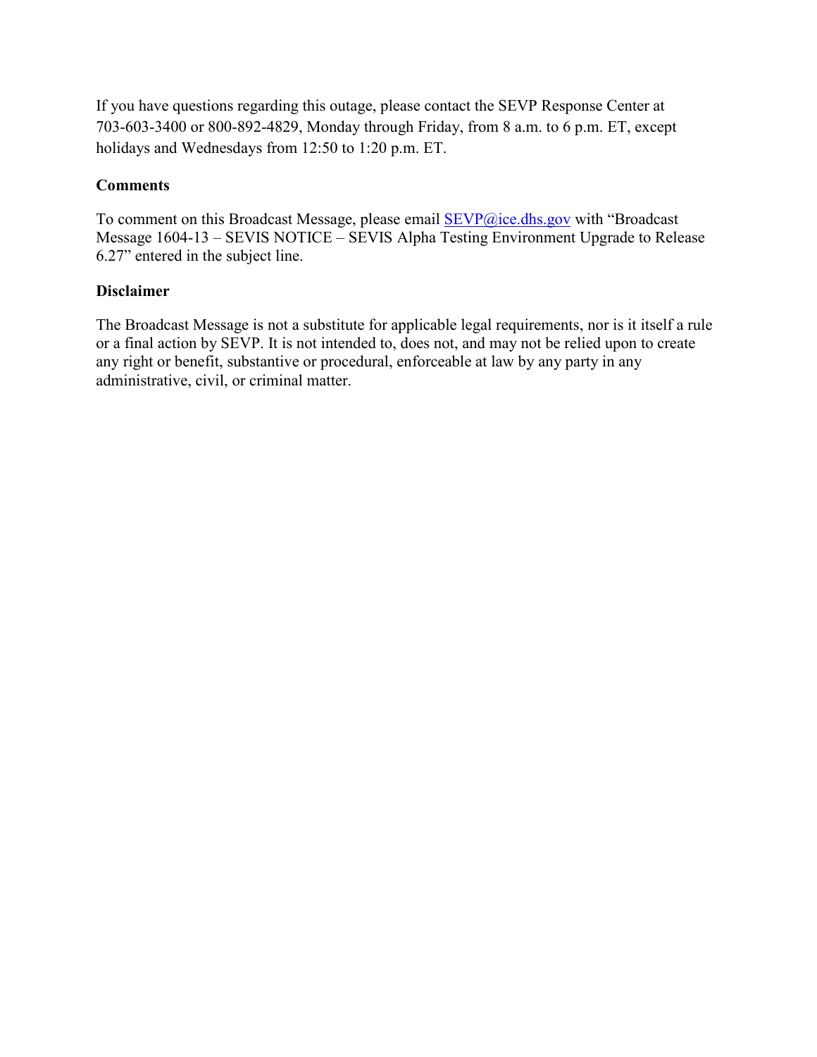If you have questions regarding this outage, please contact the SEVP Response Center at 703-603-3400 or 800-892-4829, Monday through Friday, from 8 a.m. to 6 p.m. ET, except holidays and Wednesdays from 12:50 to 1:20 p.m. ET.

**Comments**

To comment on this Broadcast Message, please email SEVP@ice.dhs.gov with "Broadcast Message 1604-13 – SEVIS NOTICE – SEVIS Alpha Testing Environment Upgrade to Release 6.27" entered in the subject line.

**Disclaimer**

The Broadcast Message is not a substitute for applicable legal requirements, nor is it itself a rule or a final action by SEVP. It is not intended to, does not, and may not be relied upon to create any right or benefit, substantive or procedural, enforceable at law by any party in any administrative, civil, or criminal matter.